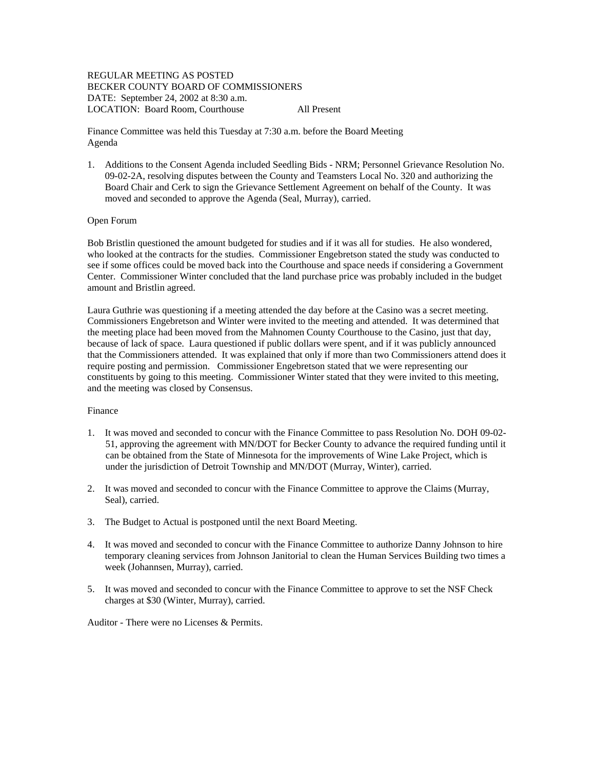REGULAR MEETING AS POSTED
BECKER COUNTY BOARD OF COMMISSIONERS
DATE: September 24, 2002 at 8:30 a.m.
LOCATION: Board Room, Courthouse All Present

Finance Committee was held this Tuesday at 7:30 a.m. before the Board Meeting
Agenda

1. Additions to the Consent Agenda included Seedling Bids - NRM; Personnel Grievance Resolution No. 09-02-2A, resolving disputes between the County and Teamsters Local No. 320 and authorizing the Board Chair and Cerk to sign the Grievance Settlement Agreement on behalf of the County. It was moved and seconded to approve the Agenda (Seal, Murray), carried.

Open Forum

Bob Bristlin questioned the amount budgeted for studies and if it was all for studies. He also wondered, who looked at the contracts for the studies. Commissioner Engebretson stated the study was conducted to see if some offices could be moved back into the Courthouse and space needs if considering a Government Center. Commissioner Winter concluded that the land purchase price was probably included in the budget amount and Bristlin agreed.

Laura Guthrie was questioning if a meeting attended the day before at the Casino was a secret meeting. Commissioners Engebretson and Winter were invited to the meeting and attended. It was determined that the meeting place had been moved from the Mahnomen County Courthouse to the Casino, just that day, because of lack of space. Laura questioned if public dollars were spent, and if it was publicly announced that the Commissioners attended. It was explained that only if more than two Commissioners attend does it require posting and permission. Commissioner Engebretson stated that we were representing our constituents by going to this meeting. Commissioner Winter stated that they were invited to this meeting, and the meeting was closed by Consensus.

Finance

1. It was moved and seconded to concur with the Finance Committee to pass Resolution No. DOH 09-02-51, approving the agreement with MN/DOT for Becker County to advance the required funding until it can be obtained from the State of Minnesota for the improvements of Wine Lake Project, which is under the jurisdiction of Detroit Township and MN/DOT (Murray, Winter), carried.

2. It was moved and seconded to concur with the Finance Committee to approve the Claims (Murray, Seal), carried.

3. The Budget to Actual is postponed until the next Board Meeting.

4. It was moved and seconded to concur with the Finance Committee to authorize Danny Johnson to hire temporary cleaning services from Johnson Janitorial to clean the Human Services Building two times a week (Johannsen, Murray), carried.

5. It was moved and seconded to concur with the Finance Committee to approve to set the NSF Check charges at $30 (Winter, Murray), carried.

Auditor - There were no Licenses & Permits.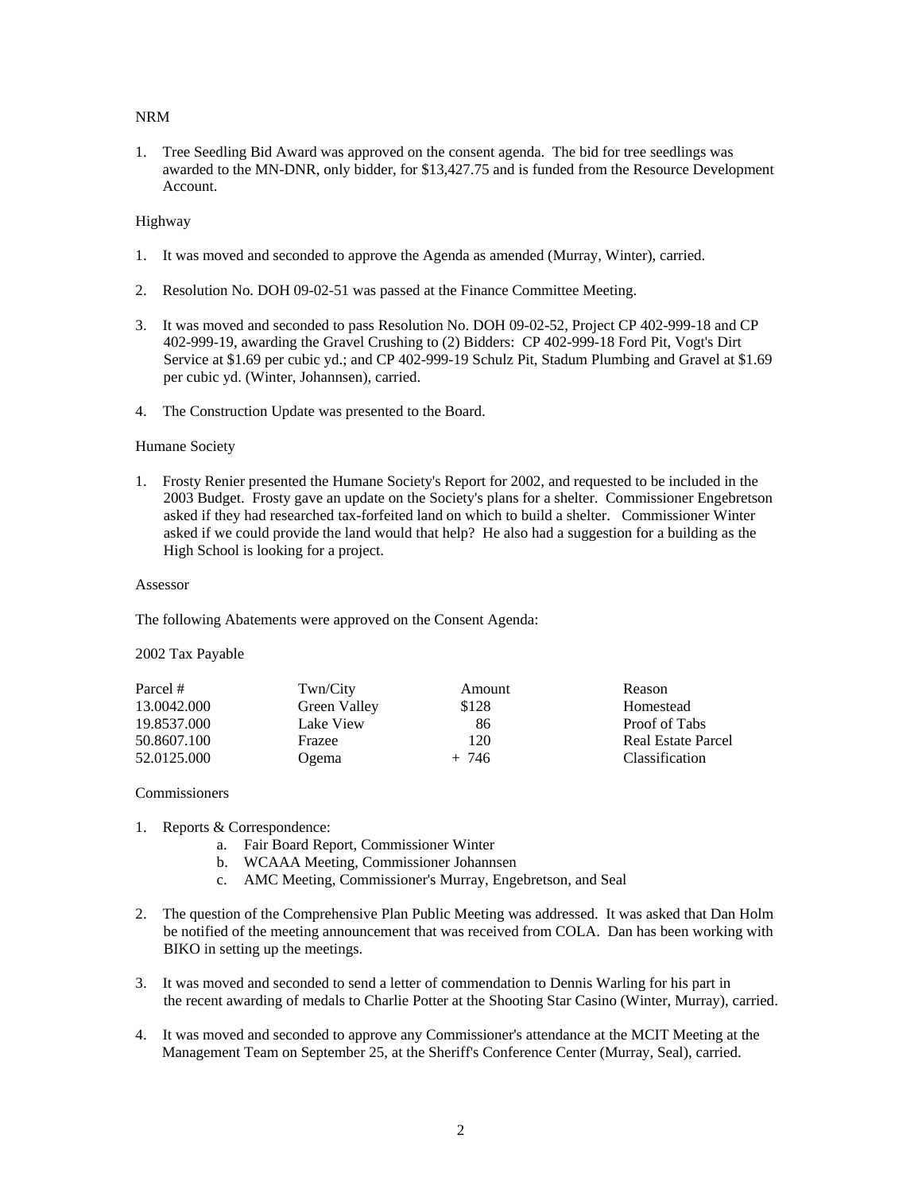NRM

1. Tree Seedling Bid Award was approved on the consent agenda. The bid for tree seedlings was awarded to the MN-DNR, only bidder, for $13,427.75 and is funded from the Resource Development Account.

Highway

1. It was moved and seconded to approve the Agenda as amended (Murray, Winter), carried.

2. Resolution No. DOH 09-02-51 was passed at the Finance Committee Meeting.

3. It was moved and seconded to pass Resolution No. DOH 09-02-52, Project CP 402-999-18 and CP 402-999-19, awarding the Gravel Crushing to (2) Bidders: CP 402-999-18 Ford Pit, Vogt's Dirt Service at $1.69 per cubic yd.; and CP 402-999-19 Schulz Pit, Stadum Plumbing and Gravel at $1.69 per cubic yd. (Winter, Johannsen), carried.

4. The Construction Update was presented to the Board.

Humane Society

1. Frosty Renier presented the Humane Society's Report for 2002, and requested to be included in the 2003 Budget. Frosty gave an update on the Society's plans for a shelter. Commissioner Engebretson asked if they had researched tax-forfeited land on which to build a shelter. Commissioner Winter asked if we could provide the land would that help? He also had a suggestion for a building as the High School is looking for a project.

Assessor

The following Abatements were approved on the Consent Agenda:

2002 Tax Payable

| Parcel # | Twn/City | Amount | Reason |
|---|---|---|---|
| 13.0042.000 | Green Valley | $128 | Homestead |
| 19.8537.000 | Lake View | 86 | Proof of Tabs |
| 50.8607.100 | Frazee | 120 | Real Estate Parcel |
| 52.0125.000 | Ogema | + 746 | Classification |

Commissioners

1. Reports & Correspondence:
   a. Fair Board Report, Commissioner Winter
   b. WCAAA Meeting, Commissioner Johannsen
   c. AMC Meeting, Commissioner's Murray, Engebretson, and Seal

2. The question of the Comprehensive Plan Public Meeting was addressed. It was asked that Dan Holm be notified of the meeting announcement that was received from COLA. Dan has been working with BIKO in setting up the meetings.

3. It was moved and seconded to send a letter of commendation to Dennis Warling for his part in the recent awarding of medals to Charlie Potter at the Shooting Star Casino (Winter, Murray), carried.

4. It was moved and seconded to approve any Commissioner's attendance at the MCIT Meeting at the Management Team on September 25, at the Sheriff's Conference Center (Murray, Seal), carried.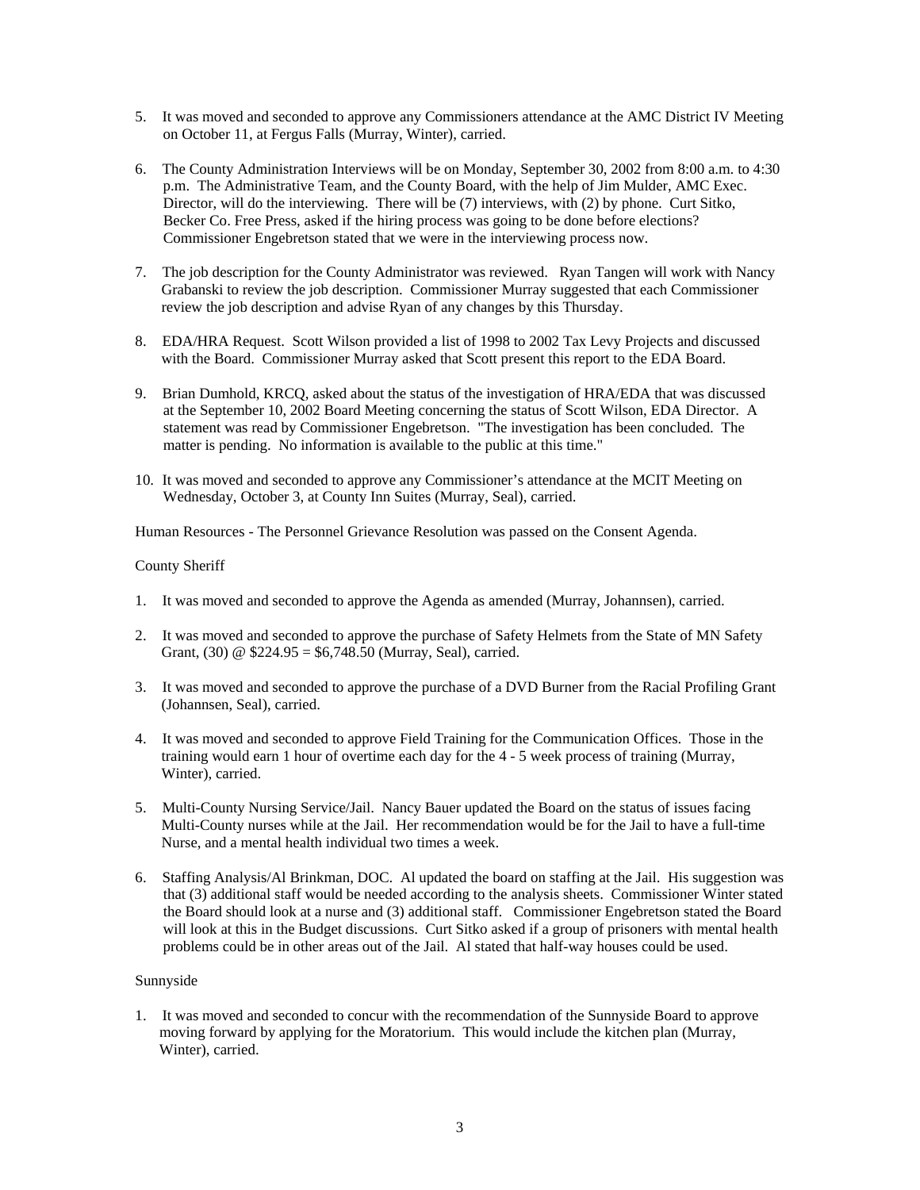5. It was moved and seconded to approve any Commissioners attendance at the AMC District IV Meeting on October 11, at Fergus Falls (Murray, Winter), carried.

6. The County Administration Interviews will be on Monday, September 30, 2002 from 8:00 a.m. to 4:30 p.m. The Administrative Team, and the County Board, with the help of Jim Mulder, AMC Exec. Director, will do the interviewing. There will be (7) interviews, with (2) by phone. Curt Sitko, Becker Co. Free Press, asked if the hiring process was going to be done before elections? Commissioner Engebretson stated that we were in the interviewing process now.

7. The job description for the County Administrator was reviewed. Ryan Tangen will work with Nancy Grabanski to review the job description. Commissioner Murray suggested that each Commissioner review the job description and advise Ryan of any changes by this Thursday.

8. EDA/HRA Request. Scott Wilson provided a list of 1998 to 2002 Tax Levy Projects and discussed with the Board. Commissioner Murray asked that Scott present this report to the EDA Board.

9. Brian Dumhold, KRCQ, asked about the status of the investigation of HRA/EDA that was discussed at the September 10, 2002 Board Meeting concerning the status of Scott Wilson, EDA Director. A statement was read by Commissioner Engebretson. "The investigation has been concluded. The matter is pending. No information is available to the public at this time."

10. It was moved and seconded to approve any Commissioner's attendance at the MCIT Meeting on Wednesday, October 3, at County Inn Suites (Murray, Seal), carried.

Human Resources - The Personnel Grievance Resolution was passed on the Consent Agenda.

County Sheriff

1. It was moved and seconded to approve the Agenda as amended (Murray, Johannsen), carried.

2. It was moved and seconded to approve the purchase of Safety Helmets from the State of MN Safety Grant, (30) @ $224.95 = $6,748.50 (Murray, Seal), carried.

3. It was moved and seconded to approve the purchase of a DVD Burner from the Racial Profiling Grant (Johannsen, Seal), carried.

4. It was moved and seconded to approve Field Training for the Communication Offices. Those in the training would earn 1 hour of overtime each day for the 4 - 5 week process of training (Murray, Winter), carried.

5. Multi-County Nursing Service/Jail. Nancy Bauer updated the Board on the status of issues facing Multi-County nurses while at the Jail. Her recommendation would be for the Jail to have a full-time Nurse, and a mental health individual two times a week.

6. Staffing Analysis/Al Brinkman, DOC. Al updated the board on staffing at the Jail. His suggestion was that (3) additional staff would be needed according to the analysis sheets. Commissioner Winter stated the Board should look at a nurse and (3) additional staff. Commissioner Engebretson stated the Board will look at this in the Budget discussions. Curt Sitko asked if a group of prisoners with mental health problems could be in other areas out of the Jail. Al stated that half-way houses could be used.

Sunnyside

1. It was moved and seconded to concur with the recommendation of the Sunnyside Board to approve moving forward by applying for the Moratorium. This would include the kitchen plan (Murray, Winter), carried.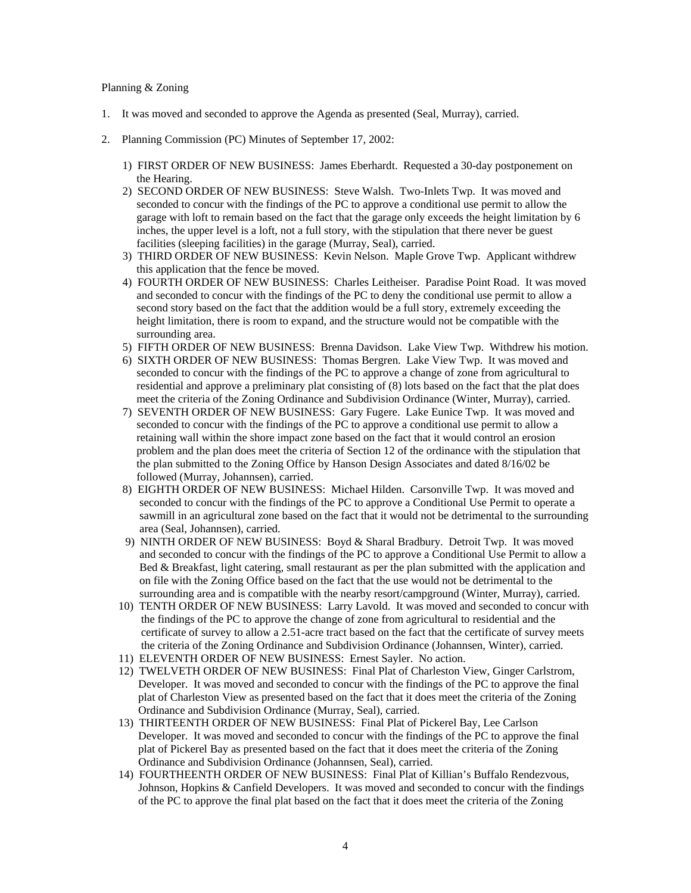Planning & Zoning

1. It was moved and seconded to approve the Agenda as presented (Seal, Murray), carried.

2. Planning Commission (PC) Minutes of September 17, 2002:

   1) FIRST ORDER OF NEW BUSINESS: James Eberhardt. Requested a 30-day postponement on the Hearing.
   2) SECOND ORDER OF NEW BUSINESS: Steve Walsh. Two-Inlets Twp. It was moved and seconded to concur with the findings of the PC to approve a conditional use permit to allow the garage with loft to remain based on the fact that the garage only exceeds the height limitation by 6 inches, the upper level is a loft, not a full story, with the stipulation that there never be guest facilities (sleeping facilities) in the garage (Murray, Seal), carried.
   3) THIRD ORDER OF NEW BUSINESS: Kevin Nelson. Maple Grove Twp. Applicant withdrew this application that the fence be moved.
   4) FOURTH ORDER OF NEW BUSINESS: Charles Leitheiser. Paradise Point Road. It was moved and seconded to concur with the findings of the PC to deny the conditional use permit to allow a second story based on the fact that the addition would be a full story, extremely exceeding the height limitation, there is room to expand, and the structure would not be compatible with the surrounding area.
   5) FIFTH ORDER OF NEW BUSINESS: Brenna Davidson. Lake View Twp. Withdrew his motion.
   6) SIXTH ORDER OF NEW BUSINESS: Thomas Bergren. Lake View Twp. It was moved and seconded to concur with the findings of the PC to approve a change of zone from agricultural to residential and approve a preliminary plat consisting of (8) lots based on the fact that the plat does meet the criteria of the Zoning Ordinance and Subdivision Ordinance (Winter, Murray), carried.
   7) SEVENTH ORDER OF NEW BUSINESS: Gary Fugere. Lake Eunice Twp. It was moved and seconded to concur with the findings of the PC to approve a conditional use permit to allow a retaining wall within the shore impact zone based on the fact that it would control an erosion problem and the plan does meet the criteria of Section 12 of the ordinance with the stipulation that the plan submitted to the Zoning Office by Hanson Design Associates and dated 8/16/02 be followed (Murray, Johannsen), carried.
   8) EIGHTH ORDER OF NEW BUSINESS: Michael Hilden. Carsonville Twp. It was moved and seconded to concur with the findings of the PC to approve a Conditional Use Permit to operate a sawmill in an agricultural zone based on the fact that it would not be detrimental to the surrounding area (Seal, Johannsen), carried.
   9) NINTH ORDER OF NEW BUSINESS: Boyd & Sharal Bradbury. Detroit Twp. It was moved and seconded to concur with the findings of the PC to approve a Conditional Use Permit to allow a Bed & Breakfast, light catering, small restaurant as per the plan submitted with the application and on file with the Zoning Office based on the fact that the use would not be detrimental to the surrounding area and is compatible with the nearby resort/campground (Winter, Murray), carried.
   10) TENTH ORDER OF NEW BUSINESS: Larry Lavold. It was moved and seconded to concur with the findings of the PC to approve the change of zone from agricultural to residential and the certificate of survey to allow a 2.51-acre tract based on the fact that the certificate of survey meets the criteria of the Zoning Ordinance and Subdivision Ordinance (Johannsen, Winter), carried.
   11) ELEVENTH ORDER OF NEW BUSINESS: Ernest Sayler. No action.
   12) TWELVETH ORDER OF NEW BUSINESS: Final Plat of Charleston View, Ginger Carlstrom, Developer. It was moved and seconded to concur with the findings of the PC to approve the final plat of Charleston View as presented based on the fact that it does meet the criteria of the Zoning Ordinance and Subdivision Ordinance (Murray, Seal), carried.
   13) THIRTEENTH ORDER OF NEW BUSINESS: Final Plat of Pickerel Bay, Lee Carlson Developer. It was moved and seconded to concur with the findings of the PC to approve the final plat of Pickerel Bay as presented based on the fact that it does meet the criteria of the Zoning Ordinance and Subdivision Ordinance (Johannsen, Seal), carried.
   14) FOURTHEENTH ORDER OF NEW BUSINESS: Final Plat of Killian's Buffalo Rendezvous, Johnson, Hopkins & Canfield Developers. It was moved and seconded to concur with the findings of the PC to approve the final plat based on the fact that it does meet the criteria of the Zoning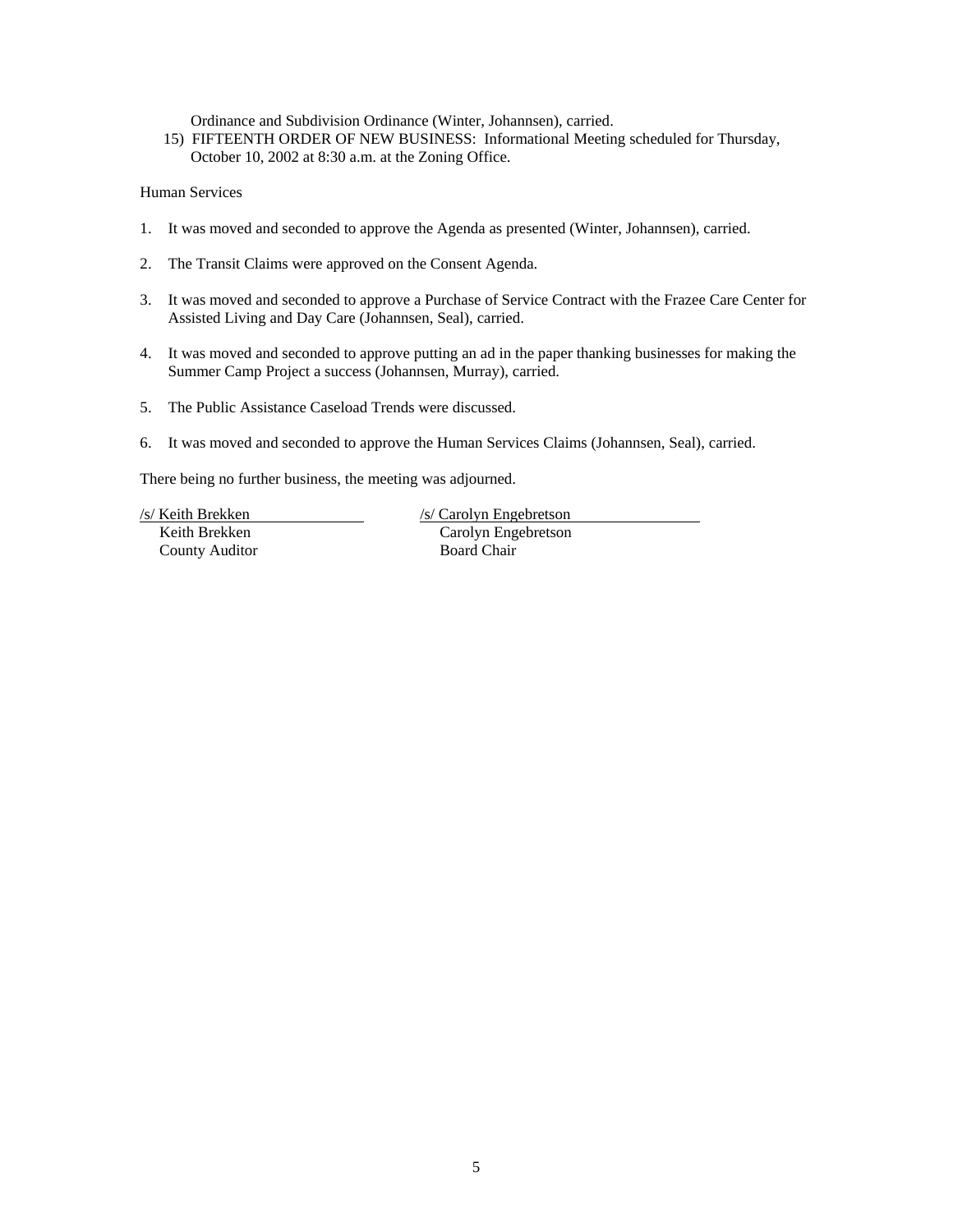Ordinance and Subdivision Ordinance (Winter, Johannsen), carried.

15) FIFTEENTH ORDER OF NEW BUSINESS: Informational Meeting scheduled for Thursday, October 10, 2002 at 8:30 a.m. at the Zoning Office.

Human Services

1. It was moved and seconded to approve the Agenda as presented (Winter, Johannsen), carried.

2. The Transit Claims were approved on the Consent Agenda.

3. It was moved and seconded to approve a Purchase of Service Contract with the Frazee Care Center for Assisted Living and Day Care (Johannsen, Seal), carried.

4. It was moved and seconded to approve putting an ad in the paper thanking businesses for making the Summer Camp Project a success (Johannsen, Murray), carried.

5. The Public Assistance Caseload Trends were discussed.

6. It was moved and seconded to approve the Human Services Claims (Johannsen, Seal), carried.

There being no further business, the meeting was adjourned.

/s/ Keith Brekken
Keith Brekken
County Auditor

/s/ Carolyn Engebretson
Carolyn Engebretson
Board Chair